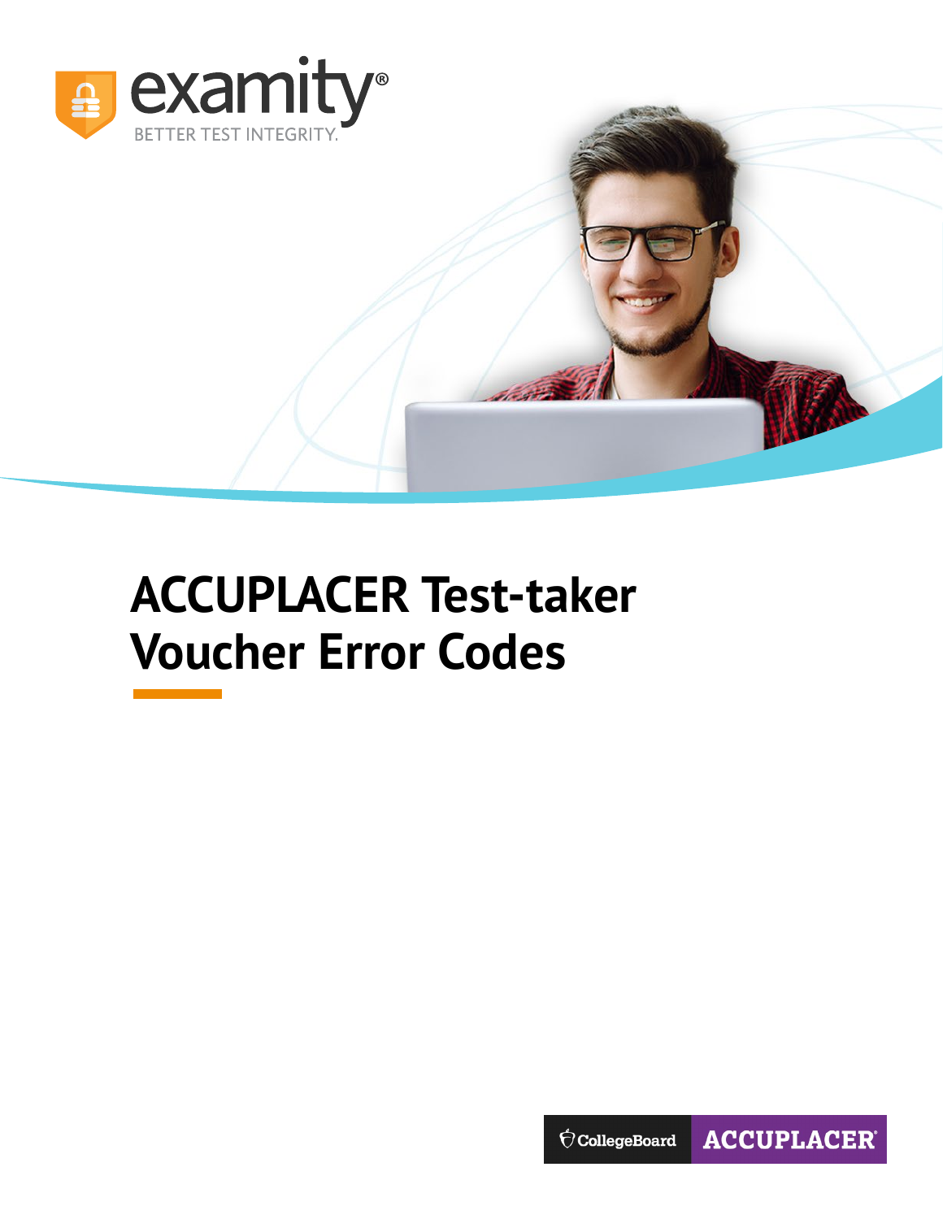examity®

BETTER TEST INTEGRITY.

# ACCUPLACER Test-taker Voucher Error Codes

CollegeBoard ACCUPLACER®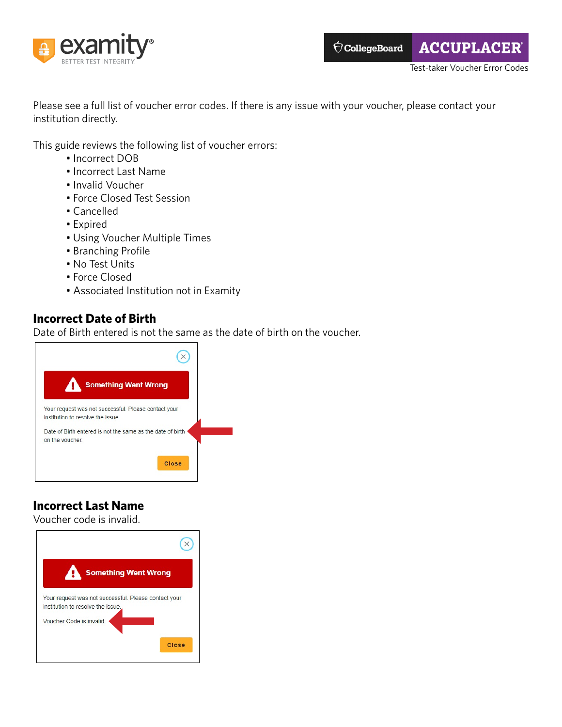Please see a full list of voucher error codes. If there is any issue with your voucher, please contact your institution directly.

This guide reviews the following list of voucher errors:

- Incorrect DOB
- Incorrect Last Name
- Invalid Voucher
- Force Closed Test Session
- Cancelled
- Expired
- Using Voucher Multiple Times
- Branching Profile
- No Test Units
- Force Closed
- Associated Institution not in Examity

## Incorrect Date of Birth

Date of Birth entered is not the same as the date of birth on the voucher.

> **Something Went Wrong**
>
> Your request was not successful. Please contact your institution to resolve the issue.
>
> Date of Birth entered is not the same as the date of birth on the voucher.
>
> Close

## Incorrect Last Name

Voucher code is invalid.

> **Something Went Wrong**
>
> Your request was not successful. Please contact your institution to resolve the issue.
>
> Voucher Code is invalid.
>
> Close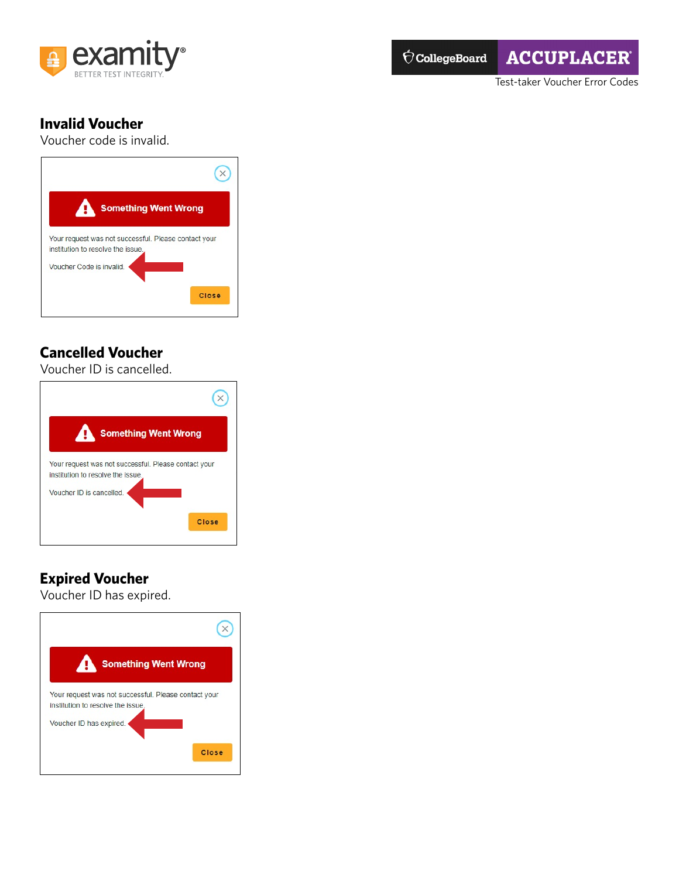Test-taker Voucher Error Codes

## Invalid Voucher

Voucher code is invalid.

Something Went Wrong

Your request was not successful. Please contact your institution to resolve the issue.

Voucher Code is invalid.

Close

## Cancelled Voucher

Voucher ID is cancelled.

Something Went Wrong

Your request was not successful. Please contact your institution to resolve the issue.

Voucher ID is cancelled.

Close

## Expired Voucher

Voucher ID has expired.

Something Went Wrong

Your request was not successful. Please contact your institution to resolve the issue.

Voucher ID has expired.

Close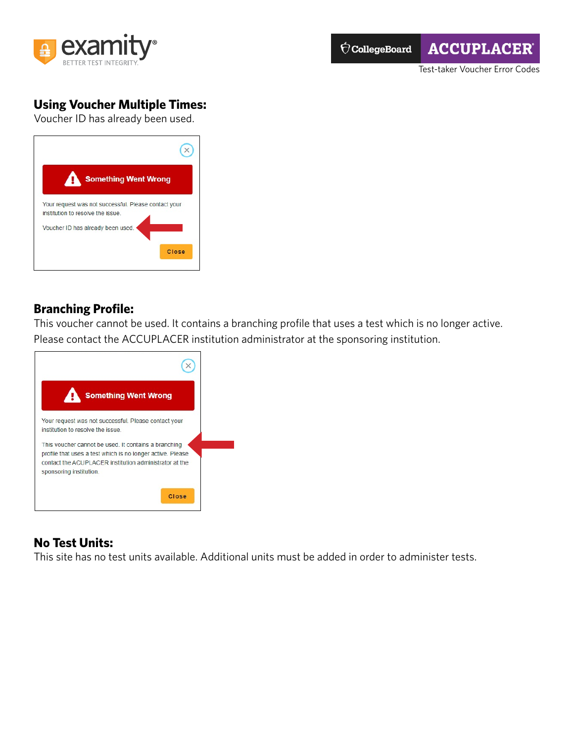## Using Voucher Multiple Times:

Voucher ID has already been used.

Something Went Wrong

Your request was not successful. Please contact your institution to resolve the issue.

Voucher ID has already been used.

Close

## Branching Profile:

This voucher cannot be used. It contains a branching profile that uses a test which is no longer active. Please contact the ACCUPLACER institution administrator at the sponsoring institution.

Something Went Wrong

Your request was not successful. Please contact your institution to resolve the issue.

This voucher cannot be used. It contains a branching profile that uses a test which is no longer active. Please contact the ACCUPLACER institution administrator at the sponsoring institution.

Close

## No Test Units:

This site has no test units available. Additional units must be added in order to administer tests.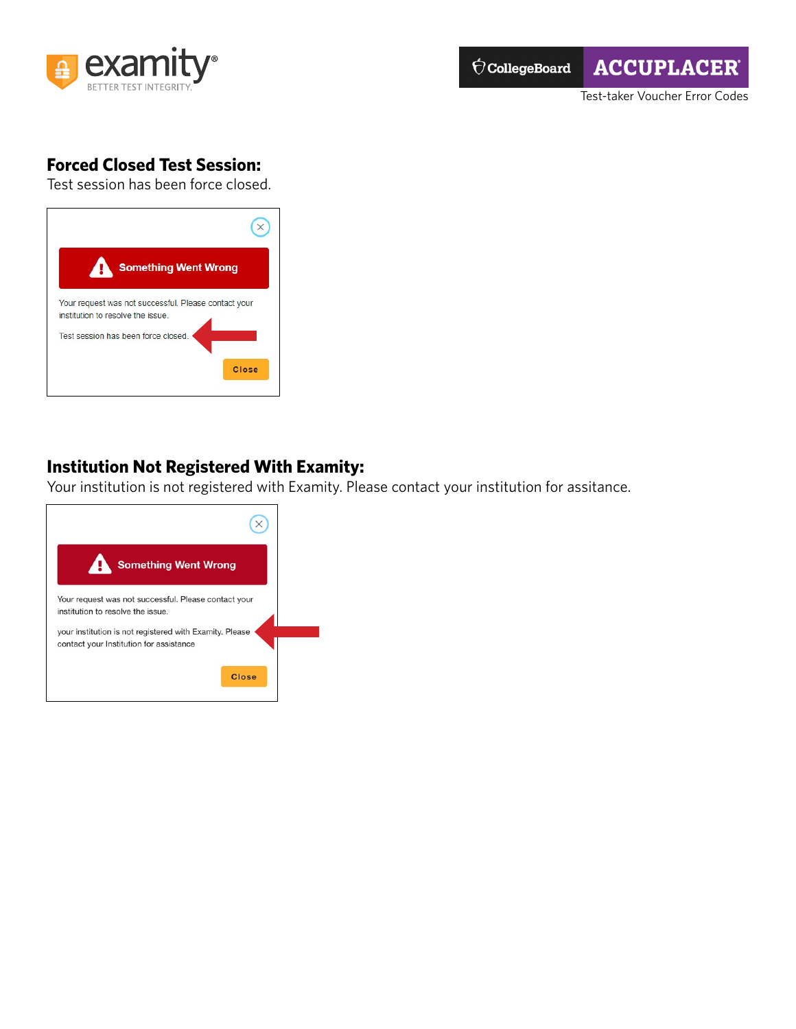## Forced Closed Test Session:

Test session has been force closed.

Something Went Wrong

Your request was not successful. Please contact your institution to resolve the issue.

Test session has been force closed.

Close

## Institution Not Registered With Examity:

Your institution is not registered with Examity. Please contact your institution for assitance.

Something Went Wrong

Your request was not successful. Please contact your institution to resolve the issue.

your institution is not registered with Examity. Please contact your Institution for assistance

Close